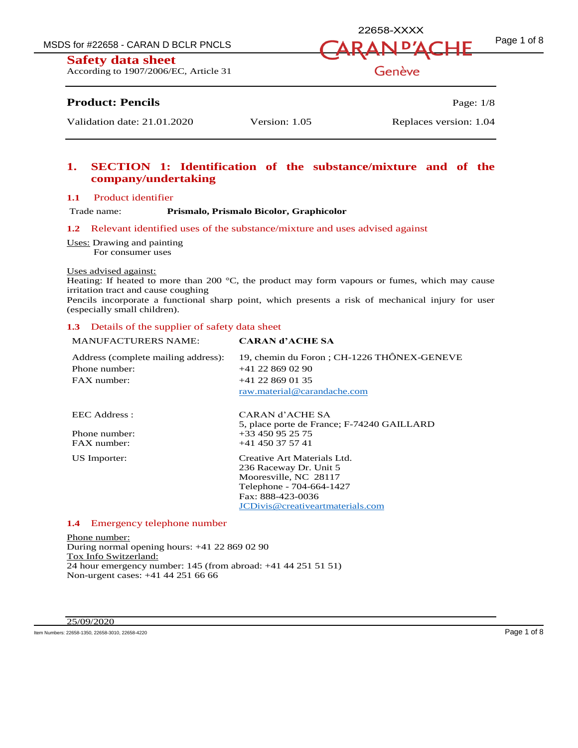# Safety data sheet

According to 1907/2006/EC, Article 31

**Product: Pencils**

Validation date: 21.01.2020 | Version: 1.05 | Replaces version: 1.04

## 1. SECTION 1: Identification of the substance/mixture and of the company/undertaking

### 1.1 Product identifier

Trade name: **Prismalo, Prismalo Bicolor, Graphicolor**

### 1.2 Relevant identified uses of the substance/mixture and uses advised against

Uses: Drawing and painting
For consumer uses

Uses advised against:
Heating: If heated to more than 200 °C, the product may form vapours or fumes, which may cause irritation tract and cause coughing
Pencils incorporate a functional sharp point, which presents a risk of mechanical injury for user (especially small children).

### 1.3 Details of the supplier of safety data sheet

| | |
|---|---|
| MANUFACTURERS NAME: | **CARAN d'ACHE SA** |
| Address (complete mailing address): | 19, chemin du Foron ; CH-1226 THÔNEX-GENEVE |
| Phone number: | +41 22 869 02 90 |
| FAX number: | +41 22 869 01 35 |
| | raw.material@carandache.com |
| EEC Address : | CARAN d'ACHE SA<br>5, place porte de France; F-74240 GAILLARD |
| Phone number: | +33 450 95 25 75 |
| FAX number: | +41 450 37 57 41 |
| US Importer: | Creative Art Materials Ltd.<br>236 Raceway Dr. Unit 5<br>Mooresville, NC 28117<br>Telephone - 704-664-1427<br>Fax: 888-423-0036<br>JCDivis@creativeartmaterials.com |

### 1.4 Emergency telephone number

Phone number:
During normal opening hours: +41 22 869 02 90
Tox Info Switzerland:
24 hour emergency number: 145 (from abroad: +41 44 251 51 51)
Non-urgent cases: +41 44 251 66 66

25/09/2020

Item Numbers: 22658-1350, 22658-3010, 22658-4220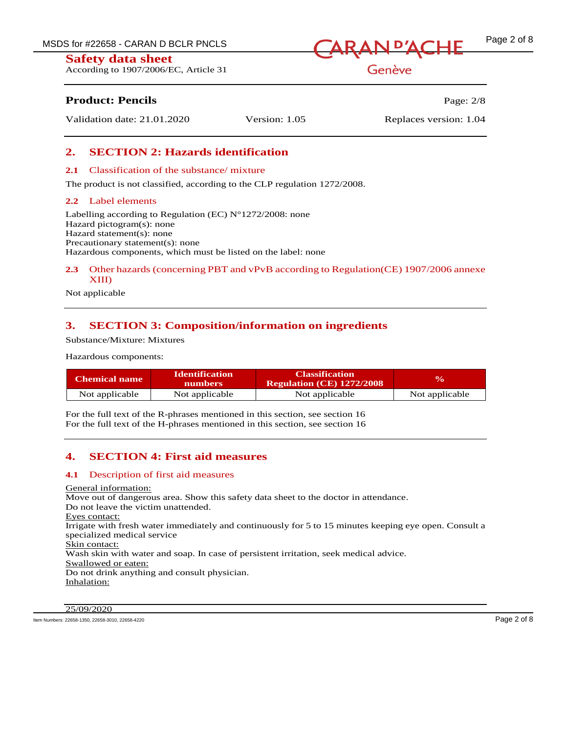## 2. SECTION 2: Hazards identification

### 2.1 Classification of the substance/ mixture

The product is not classified, according to the CLP regulation 1272/2008.

### 2.2 Label elements

Labelling according to Regulation (EC) N°1272/2008: none
Hazard pictogram(s): none
Hazard statement(s): none
Precautionary statement(s): none
Hazardous components, which must be listed on the label: none

### 2.3 Other hazards (concerning PBT and vPvB according to Regulation(CE) 1907/2006 annexe XIII)

Not applicable

## 3. SECTION 3: Composition/information on ingredients

Substance/Mixture: Mixtures

Hazardous components:

| Chemical name | Identification numbers | Classification Regulation (CE) 1272/2008 | % |
|---|---|---|---|
| Not applicable | Not applicable | Not applicable | Not applicable |

For the full text of the R-phrases mentioned in this section, see section 16
For the full text of the H-phrases mentioned in this section, see section 16

## 4. SECTION 4: First aid measures

### 4.1 Description of first aid measures

General information:
Move out of dangerous area. Show this safety data sheet to the doctor in attendance.
Do not leave the victim unattended.
Eyes contact:
Irrigate with fresh water immediately and continuously for 5 to 15 minutes keeping eye open. Consult a specialized medical service
Skin contact:
Wash skin with water and soap. In case of persistent irritation, seek medical advice.
Swallowed or eaten:
Do not drink anything and consult physician.
Inhalation: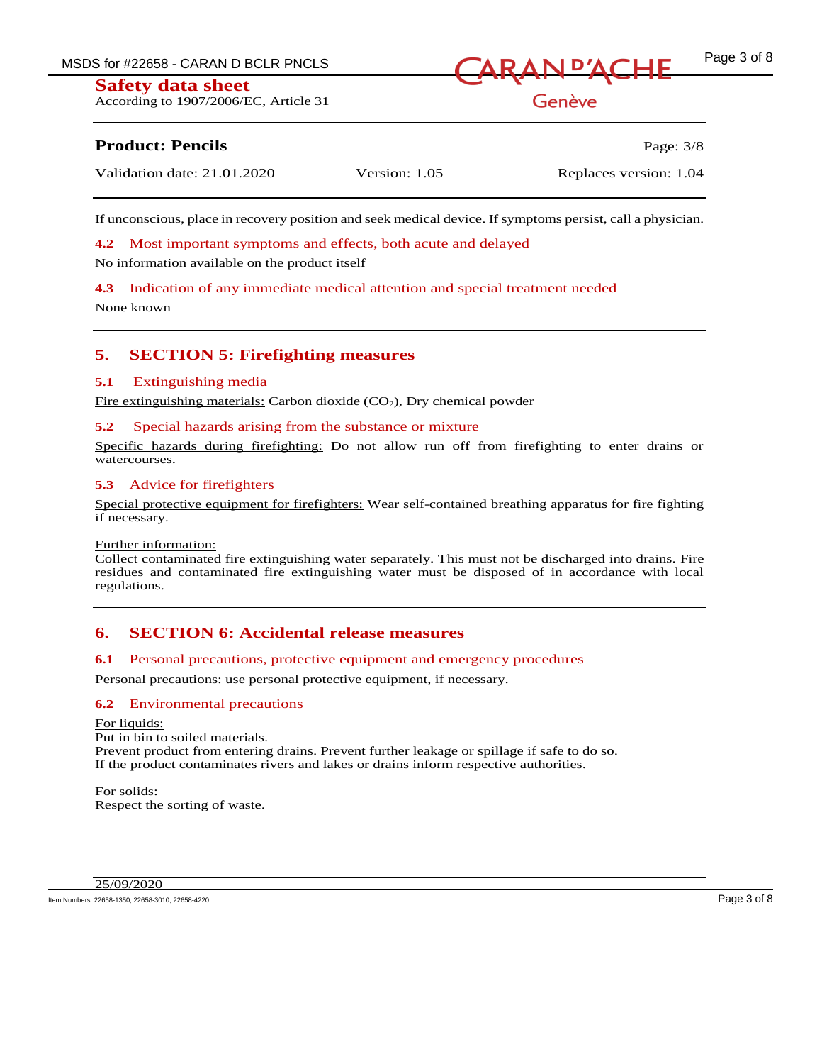If unconscious, place in recovery position and seek medical device. If symptoms persist, call a physician.

### 4.2 Most important symptoms and effects, both acute and delayed

No information available on the product itself

### 4.3 Indication of any immediate medical attention and special treatment needed

None known

## 5. SECTION 5: Firefighting measures

### 5.1 Extinguishing media

Fire extinguishing materials: Carbon dioxide ($CO_2$), Dry chemical powder

### 5.2 Special hazards arising from the substance or mixture

Specific hazards during firefighting: Do not allow run off from firefighting to enter drains or watercourses.

### 5.3 Advice for firefighters

Special protective equipment for firefighters: Wear self-contained breathing apparatus for fire fighting if necessary.

Further information:
Collect contaminated fire extinguishing water separately. This must not be discharged into drains. Fire residues and contaminated fire extinguishing water must be disposed of in accordance with local regulations.

## 6. SECTION 6: Accidental release measures

### 6.1 Personal precautions, protective equipment and emergency procedures

Personal precautions: use personal protective equipment, if necessary.

### 6.2 Environmental precautions

For liquids:
Put in bin to soiled materials.
Prevent product from entering drains. Prevent further leakage or spillage if safe to do so.
If the product contaminates rivers and lakes or drains inform respective authorities.

For solids:
Respect the sorting of waste.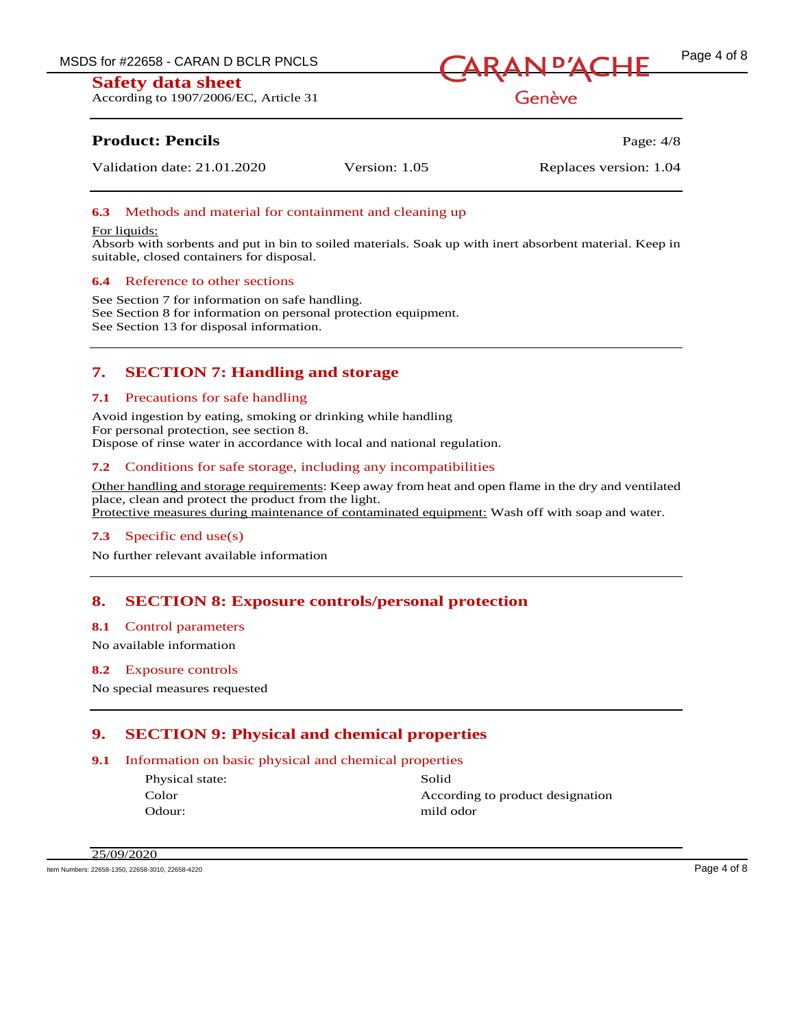### 6.3 Methods and material for containment and cleaning up

For liquids:
Absorb with sorbents and put in bin to soiled materials. Soak up with inert absorbent material. Keep in suitable, closed containers for disposal.

### 6.4 Reference to other sections

See Section 7 for information on safe handling.
See Section 8 for information on personal protection equipment.
See Section 13 for disposal information.

## 7. SECTION 7: Handling and storage

### 7.1 Precautions for safe handling

Avoid ingestion by eating, smoking or drinking while handling
For personal protection, see section 8.
Dispose of rinse water in accordance with local and national regulation.

### 7.2 Conditions for safe storage, including any incompatibilities

Other handling and storage requirements: Keep away from heat and open flame in the dry and ventilated place, clean and protect the product from the light.
Protective measures during maintenance of contaminated equipment: Wash off with soap and water.

### 7.3 Specific end use(s)

No further relevant available information

## 8. SECTION 8: Exposure controls/personal protection

### 8.1 Control parameters

No available information

### 8.2 Exposure controls

No special measures requested

## 9. SECTION 9: Physical and chemical properties

### 9.1 Information on basic physical and chemical properties

| | |
|---|---|
| Physical state: | Solid |
| Color | According to product designation |
| Odour: | mild odor |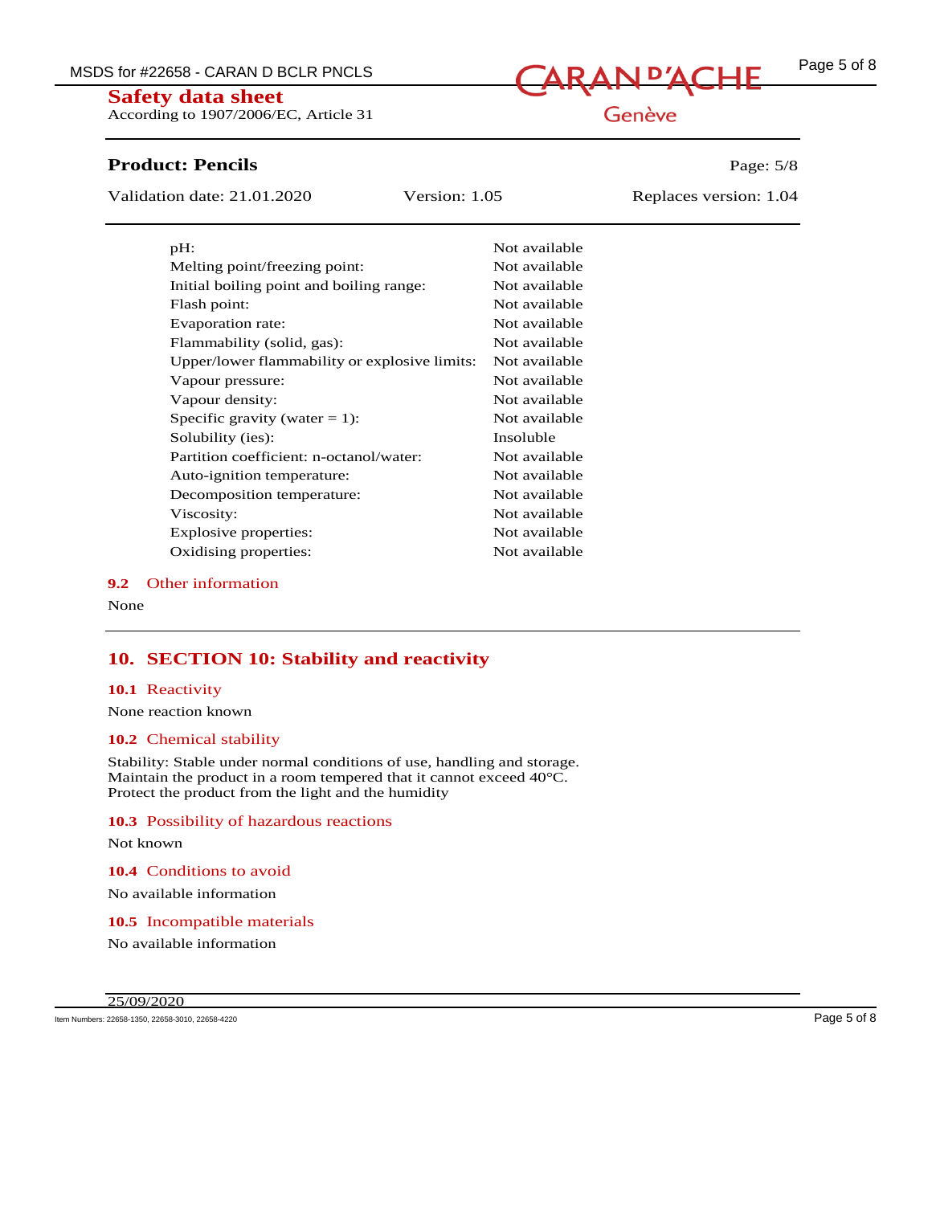| | |
|---|---|
| pH: | Not available |
| Melting point/freezing point: | Not available |
| Initial boiling point and boiling range: | Not available |
| Flash point: | Not available |
| Evaporation rate: | Not available |
| Flammability (solid, gas): | Not available |
| Upper/lower flammability or explosive limits: | Not available |
| Vapour pressure: | Not available |
| Vapour density: | Not available |
| Specific gravity (water = 1): | Not available |
| Solubility (ies): | Insoluble |
| Partition coefficient: n-octanol/water: | Not available |
| Auto-ignition temperature: | Not available |
| Decomposition temperature: | Not available |
| Viscosity: | Not available |
| Explosive properties: | Not available |
| Oxidising properties: | Not available |

### 9.2 Other information

None

## 10. SECTION 10: Stability and reactivity

### 10.1 Reactivity

None reaction known

### 10.2 Chemical stability

Stability: Stable under normal conditions of use, handling and storage.
Maintain the product in a room tempered that it cannot exceed 40°C.
Protect the product from the light and the humidity

### 10.3 Possibility of hazardous reactions

Not known

### 10.4 Conditions to avoid

No available information

### 10.5 Incompatible materials

No available information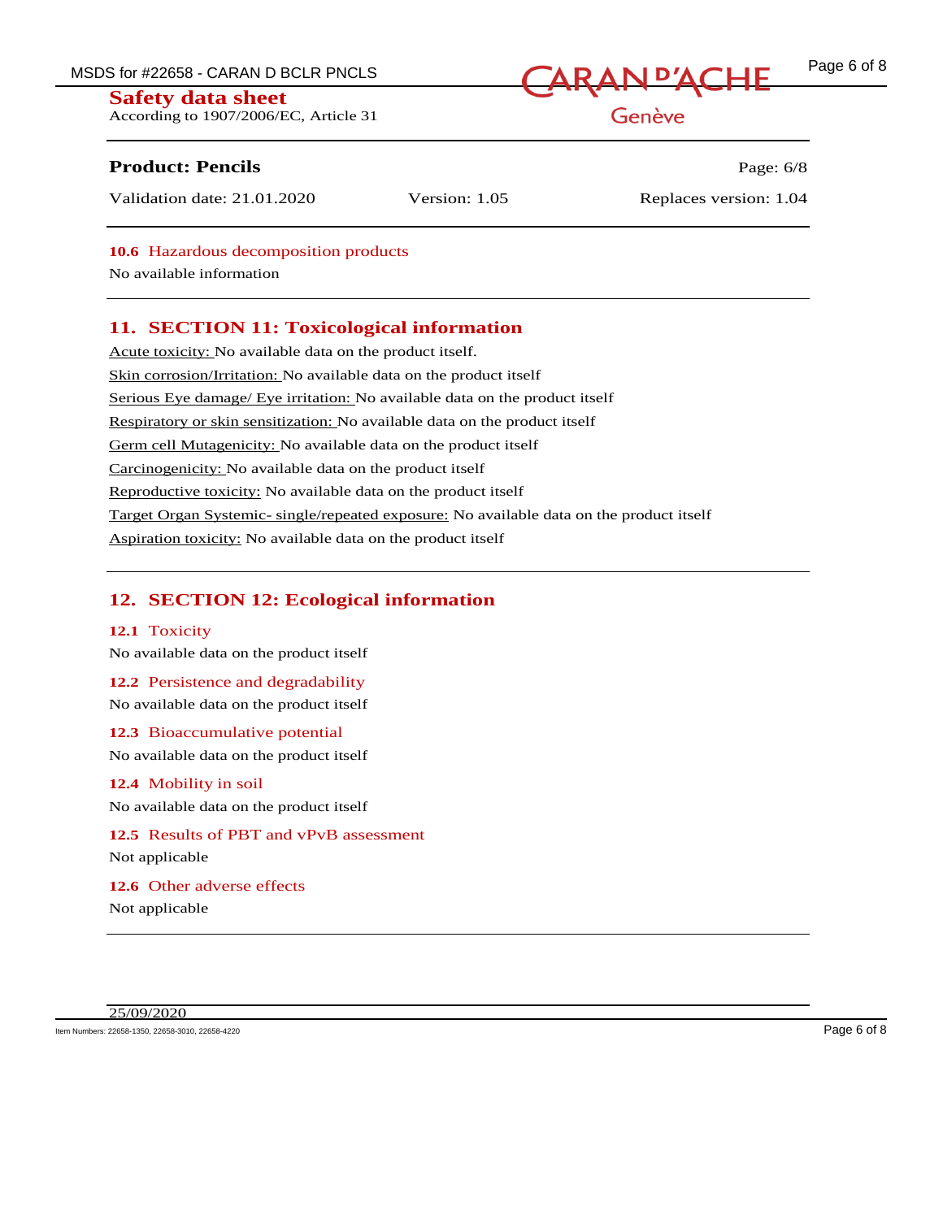### 10.6 Hazardous decomposition products

No available information

## 11. SECTION 11: Toxicological information

Acute toxicity: No available data on the product itself.

Skin corrosion/Irritation: No available data on the product itself

Serious Eye damage/ Eye irritation: No available data on the product itself

Respiratory or skin sensitization: No available data on the product itself

Germ cell Mutagenicity: No available data on the product itself

Carcinogenicity: No available data on the product itself

Reproductive toxicity: No available data on the product itself

Target Organ Systemic- single/repeated exposure: No available data on the product itself

Aspiration toxicity: No available data on the product itself

## 12. SECTION 12: Ecological information

### 12.1 Toxicity

No available data on the product itself

### 12.2 Persistence and degradability

No available data on the product itself

### 12.3 Bioaccumulative potential

No available data on the product itself

### 12.4 Mobility in soil

No available data on the product itself

### 12.5 Results of PBT and vPvB assessment

Not applicable

### 12.6 Other adverse effects

Not applicable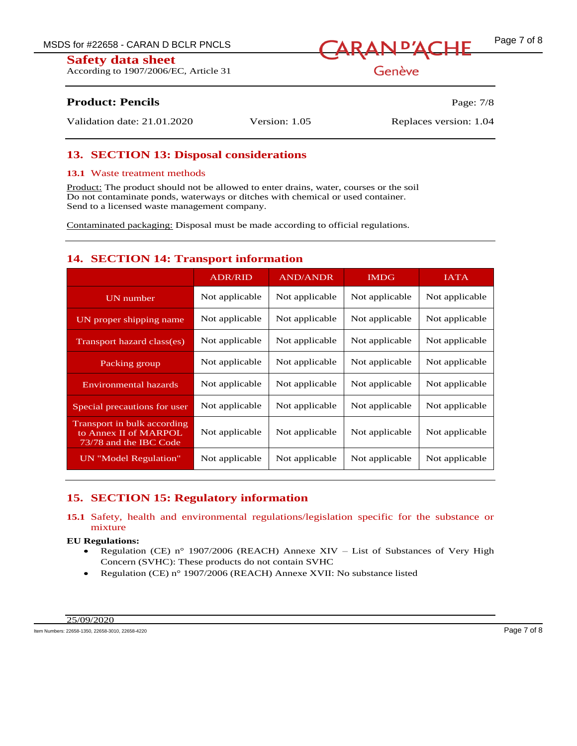**Safety data sheet**
According to 1907/2006/EC, Article 31

**Product: Pencils**

Validation date: 21.01.2020 | Version: 1.05 | Replaces version: 1.04

## 13. SECTION 13: Disposal considerations

### 13.1 Waste treatment methods

Product: The product should not be allowed to enter drains, water, courses or the soil
Do not contaminate ponds, waterways or ditches with chemical or used container.
Send to a licensed waste management company.

Contaminated packaging: Disposal must be made according to official regulations.

## 14. SECTION 14: Transport information

| | ADR/RID | AND/ANDR | IMDG | IATA |
|---|---|---|---|---|
| UN number | Not applicable | Not applicable | Not applicable | Not applicable |
| UN proper shipping name | Not applicable | Not applicable | Not applicable | Not applicable |
| Transport hazard class(es) | Not applicable | Not applicable | Not applicable | Not applicable |
| Packing group | Not applicable | Not applicable | Not applicable | Not applicable |
| Environmental hazards | Not applicable | Not applicable | Not applicable | Not applicable |
| Special precautions for user | Not applicable | Not applicable | Not applicable | Not applicable |
| Transport in bulk according to Annex II of MARPOL 73/78 and the IBC Code | Not applicable | Not applicable | Not applicable | Not applicable |
| UN "Model Regulation" | Not applicable | Not applicable | Not applicable | Not applicable |

## 15. SECTION 15: Regulatory information

### 15.1 Safety, health and environmental regulations/legislation specific for the substance or mixture

**EU Regulations:**

- Regulation (CE) n° 1907/2006 (REACH) Annexe XIV – List of Substances of Very High Concern (SVHC): These products do not contain SVHC
- Regulation (CE) n° 1907/2006 (REACH) Annexe XVII: No substance listed

25/09/2020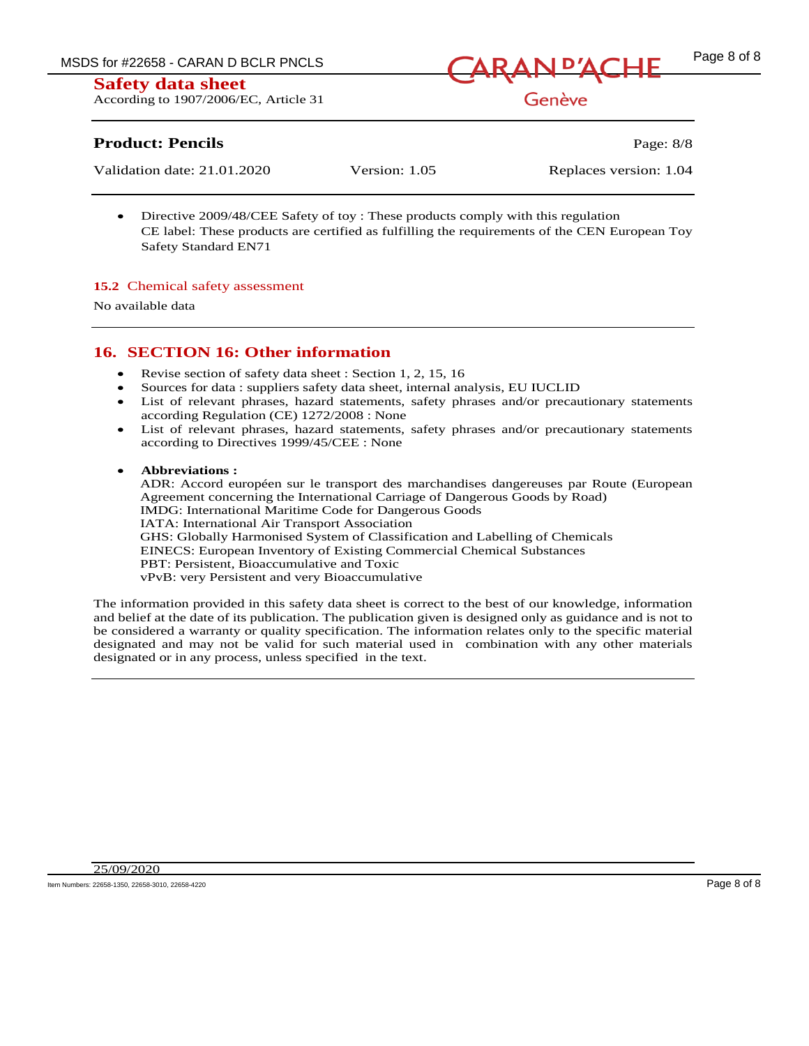- Directive 2009/48/CEE Safety of toy : These products comply with this regulation
  CE label: These products are certified as fulfilling the requirements of the CEN European Toy Safety Standard EN71

### 15.2 Chemical safety assessment

No available data

## 16. SECTION 16: Other information

- Revise section of safety data sheet : Section 1, 2, 15, 16
- Sources for data : suppliers safety data sheet, internal analysis, EU IUCLID
- List of relevant phrases, hazard statements, safety phrases and/or precautionary statements according Regulation (CE) 1272/2008 : None
- List of relevant phrases, hazard statements, safety phrases and/or precautionary statements according to Directives 1999/45/CEE : None

- **Abbreviations :**
  ADR: Accord européen sur le transport des marchandises dangereuses par Route (European Agreement concerning the International Carriage of Dangerous Goods by Road)
  IMDG: International Maritime Code for Dangerous Goods
  IATA: International Air Transport Association
  GHS: Globally Harmonised System of Classification and Labelling of Chemicals
  EINECS: European Inventory of Existing Commercial Chemical Substances
  PBT: Persistent, Bioaccumulative and Toxic
  vPvB: very Persistent and very Bioaccumulative

The information provided in this safety data sheet is correct to the best of our knowledge, information and belief at the date of its publication. The publication given is designed only as guidance and is not to be considered a warranty or quality specification. The information relates only to the specific material designated and may not be valid for such material used in combination with any other materials designated or in any process, unless specified in the text.